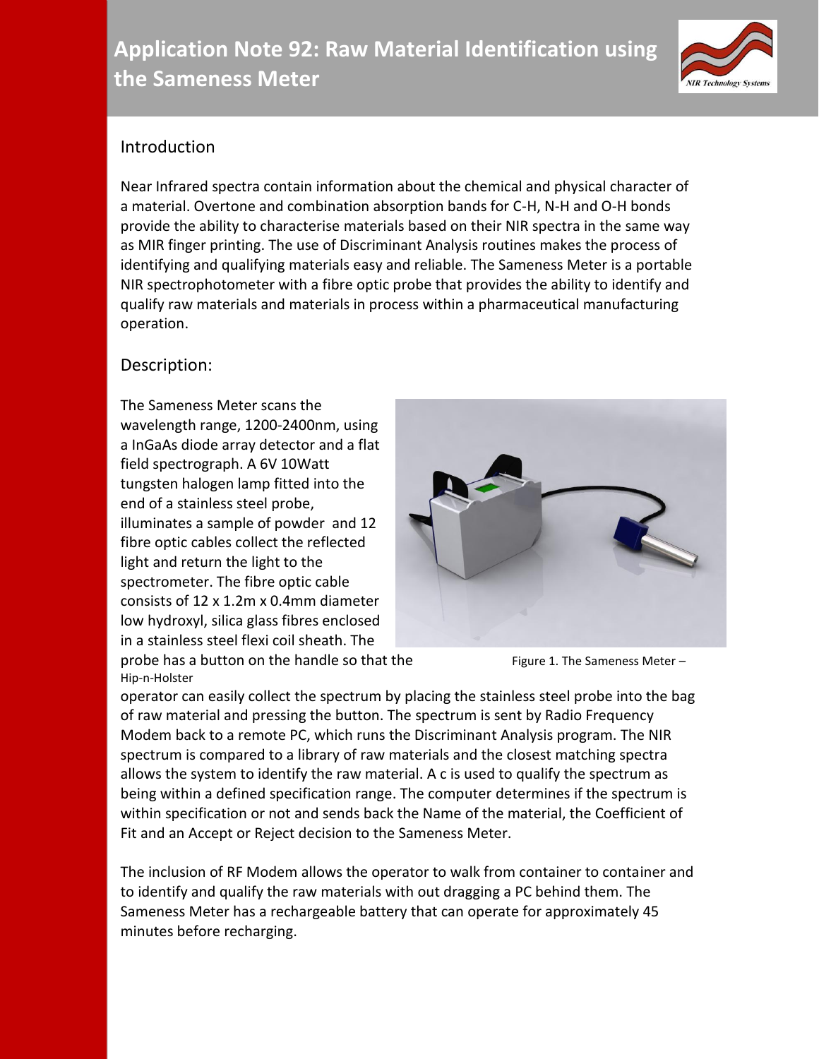# Application Note 92: Raw Material Identification using the Sameness Meter

## Introduction

Near Infrared spectra contain information about the chemical and physical character of a material. Overtone and combination absorption bands for C-H, N-H and O-H bonds provide the ability to characterise materials based on their NIR spectra in the same way as MIR finger printing. The use of Discriminant Analysis routines makes the process of identifying and qualifying materials easy and reliable. The Sameness Meter is a portable NIR spectrophotometer with a fibre optic probe that provides the ability to identify and qualify raw materials and materials in process within a pharmaceutical manufacturing operation.

## Description:

The Sameness Meter scans the wavelength range, 1200-2400nm, using a InGaAs diode array detector and a flat field spectrograph. A 6V 10Watt tungsten halogen lamp fitted into the end of a stainless steel probe, illuminates a sample of powder and 12 fibre optic cables collect the reflected light and return the light to the spectrometer. The fibre optic cable consists of 12 x 1.2m x 0.4mm diameter low hydroxyl, silica glass fibres enclosed in a stainless steel flexi coil sheath. The probe has a button on the handle so that the operator can easily collect the spectrum by placing the stainless steel probe into the bag of raw material and pressing the button. The spectrum is sent by Radio Frequency Modem back to a remote PC, which runs the Discriminant Analysis program. The NIR spectrum is compared to a library of raw materials and the closest matching spectra allows the system to identify the raw material. A c is used to qualify the spectrum as being within a defined specification range. The computer determines if the spectrum is within specification or not and sends back the Name of the material, the Coefficient of Fit and an Accept or Reject decision to the Sameness Meter.

Figure 1. The Sameness Meter – Hip-n-Holster

The inclusion of RF Modem allows the operator to walk from container to container and to identify and qualify the raw materials with out dragging a PC behind them. The Sameness Meter has a rechargeable battery that can operate for approximately 45 minutes before recharging.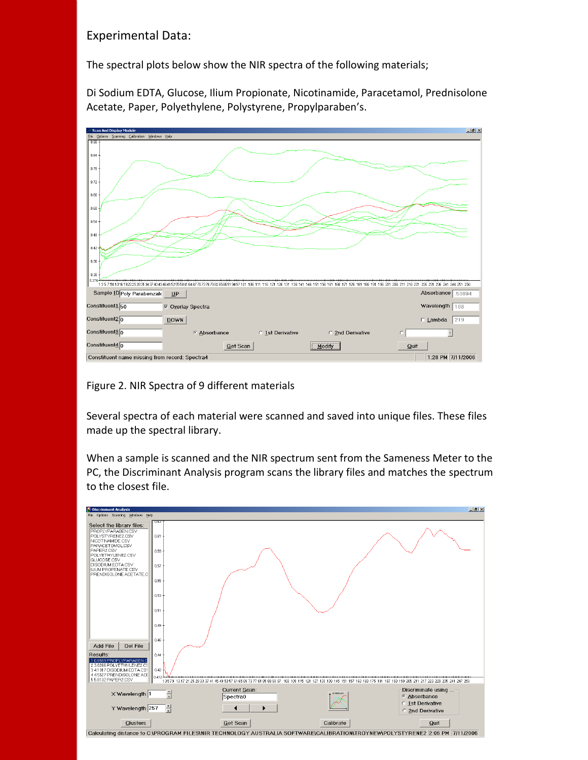## Experimental Data:

The spectral plots below show the NIR spectra of the following materials;

Di Sodium EDTA, Glucose, Ilium Propionate, Nicotinamide, Paracetamol, Prednisolone Acetate, Paper, Polyethylene, Polystyrene, Propylparaben's.

Figure 2. NIR Spectra of 9 different materials

Several spectra of each material were scanned and saved into unique files. These files made up the spectral library.

When a sample is scanned and the NIR spectrum sent from the Sameness Meter to the PC, the Discriminant Analysis program scans the library files and matches the spectrum to the closest file.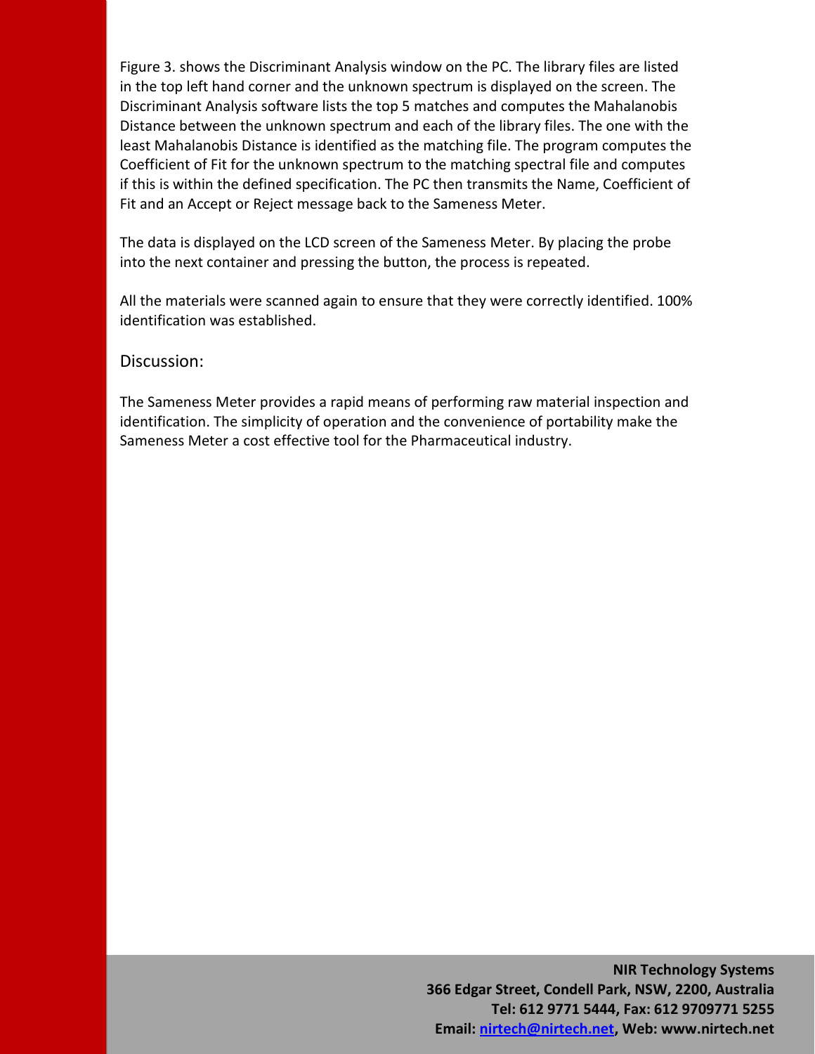Figure 3. shows the Discriminant Analysis window on the PC. The library files are listed in the top left hand corner and the unknown spectrum is displayed on the screen. The Discriminant Analysis software lists the top 5 matches and computes the Mahalanobis Distance between the unknown spectrum and each of the library files. The one with the least Mahalanobis Distance is identified as the matching file. The program computes the Coefficient of Fit for the unknown spectrum to the matching spectral file and computes if this is within the defined specification. The PC then transmits the Name, Coefficient of Fit and an Accept or Reject message back to the Sameness Meter.

The data is displayed on the LCD screen of the Sameness Meter. By placing the probe into the next container and pressing the button, the process is repeated.

All the materials were scanned again to ensure that they were correctly identified. 100% identification was established.

## Discussion:

The Sameness Meter provides a rapid means of performing raw material inspection and identification. The simplicity of operation and the convenience of portability make the Sameness Meter a cost effective tool for the Pharmaceutical industry.

**NIR Technology Systems**
**366 Edgar Street, Condell Park, NSW, 2200, Australia**
**Tel: 612 9771 5444, Fax: 612 9709771 5255**
**Email: nirtech@nirtech.net, Web: www.nirtech.net**